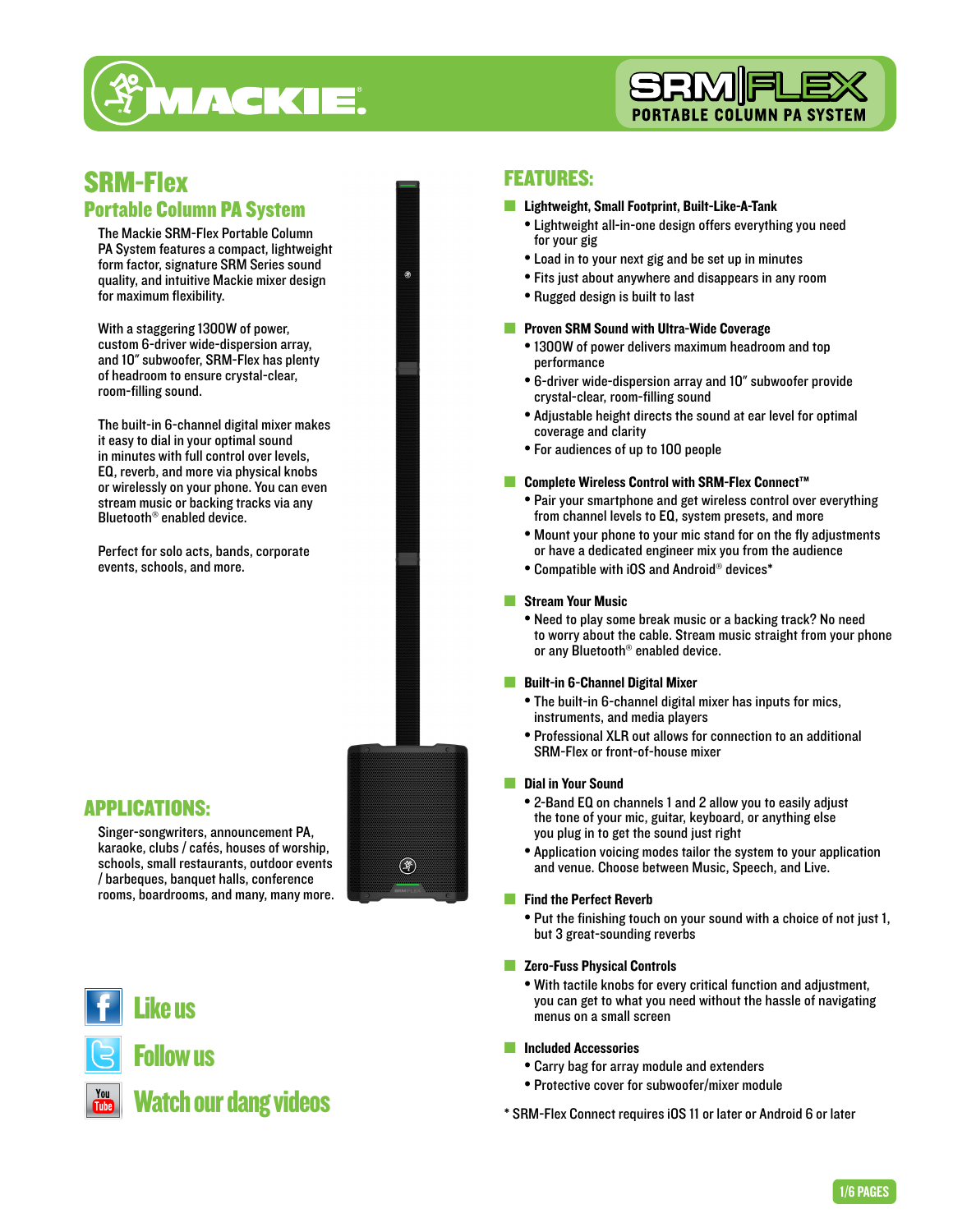# SRM-Flex

## Portable Column PA System

The Mackie SRM-Flex Portable Column PA System features a compact, lightweight form factor, signature SRM Series sound quality, and intuitive Mackie mixer design for maximum flexibility.

With a staggering 1300W of power, custom 6-driver wide-dispersion array, and 10" subwoofer, SRM-Flex has plenty of headroom to ensure crystal-clear, room-filling sound.

The built-in 6-channel digital mixer makes it easy to dial in your optimal sound in minutes with full control over levels, EQ, reverb, and more via physical knobs or wirelessly on your phone. You can even stream music or backing tracks via any Bluetooth® enabled device.

Perfect for solo acts, bands, corporate events, schools, and more.

## APPLICATIONS:

Singer-songwriters, announcement PA, karaoke, clubs / cafés, houses of worship, schools, small restaurants, outdoor events / barbeques, banquet halls, conference rooms, boardrooms, and many, many more.

Like us

Follow us

Watch our dang videos

## FEATURES:

**Lightweight, Small Footprint, Built-Like-A-Tank**

- Lightweight all-in-one design offers everything you need for your gig
- Load in to your next gig and be set up in minutes
- Fits just about anywhere and disappears in any room
- Rugged design is built to last

**Proven SRM Sound with Ultra-Wide Coverage**

- 1300W of power delivers maximum headroom and top performance
- 6-driver wide-dispersion array and 10" subwoofer provide crystal-clear, room-filling sound
- Adjustable height directs the sound at ear level for optimal coverage and clarity
- For audiences of up to 100 people

**Complete Wireless Control with SRM-Flex Connect™**

- Pair your smartphone and get wireless control over everything from channel levels to EQ, system presets, and more
- Mount your phone to your mic stand for on the fly adjustments or have a dedicated engineer mix you from the audience
- Compatible with iOS and Android® devices*

**Stream Your Music**

- Need to play some break music or a backing track? No need to worry about the cable. Stream music straight from your phone or any Bluetooth® enabled device.

**Built-in 6-Channel Digital Mixer**

- The built-in 6-channel digital mixer has inputs for mics, instruments, and media players
- Professional XLR out allows for connection to an additional SRM-Flex or front-of-house mixer

**Dial in Your Sound**

- 2-Band EQ on channels 1 and 2 allow you to easily adjust the tone of your mic, guitar, keyboard, or anything else you plug in to get the sound just right
- Application voicing modes tailor the system to your application and venue. Choose between Music, Speech, and Live.

**Find the Perfect Reverb**

- Put the finishing touch on your sound with a choice of not just 1, but 3 great-sounding reverbs

**Zero-Fuss Physical Controls**

- With tactile knobs for every critical function and adjustment, you can get to what you need without the hassle of navigating menus on a small screen

**Included Accessories**

- Carry bag for array module and extenders
- Protective cover for subwoofer/mixer module

* SRM-Flex Connect requires iOS 11 or later or Android 6 or later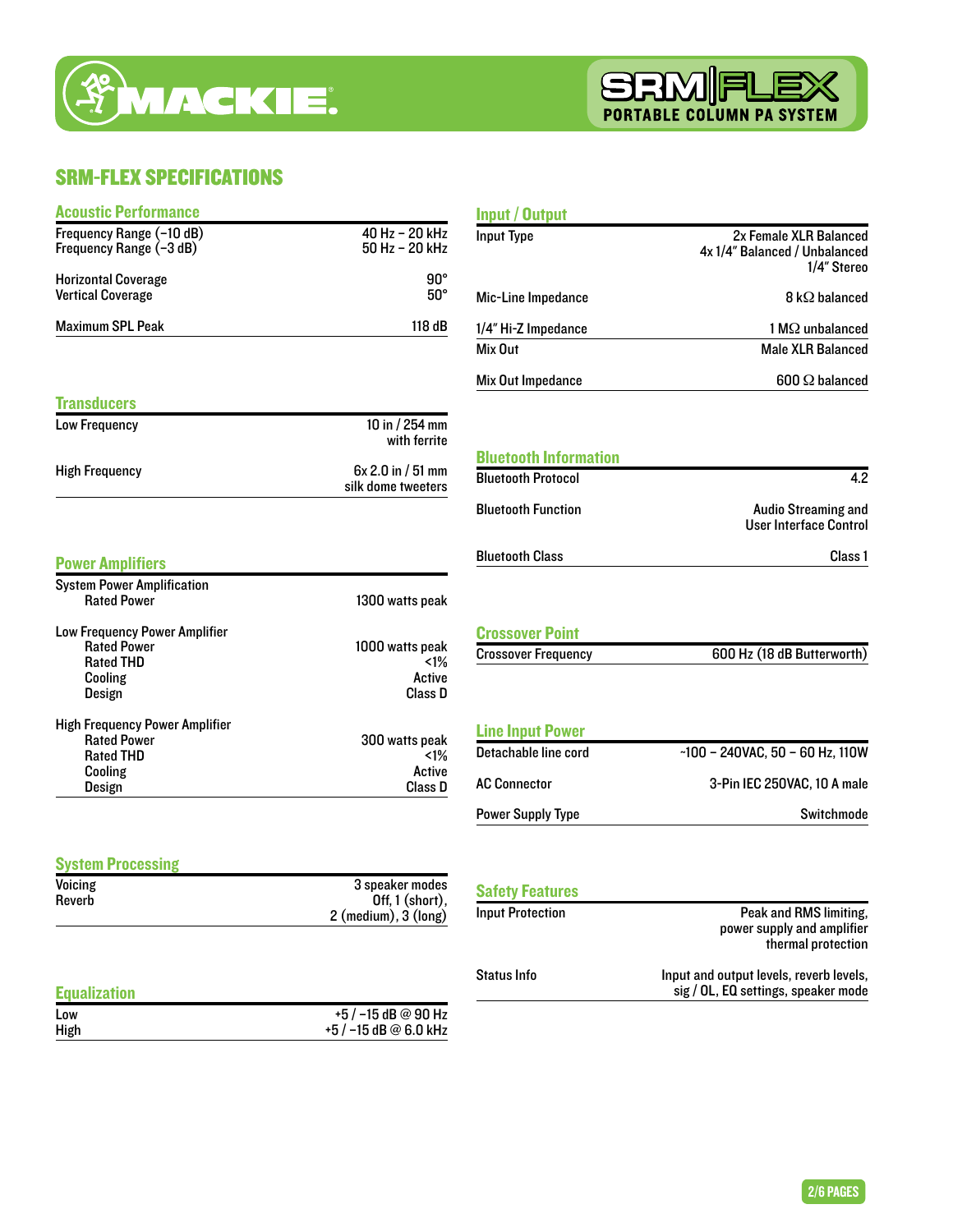## SRM-FLEX SPECIFICATIONS

### Acoustic Performance

| | |
|---|---|
| Frequency Range (–10 dB) | 40 Hz – 20 kHz |
| Frequency Range (–3 dB) | 50 Hz – 20 kHz |
| Horizontal Coverage | 90° |
| Vertical Coverage | 50° |
| Maximum SPL Peak | 118 dB |

### Transducers

| | |
|---|---|
| Low Frequency | 10 in / 254 mm with ferrite |
| High Frequency | 6x 2.0 in / 51 mm silk dome tweeters |

### Power Amplifiers

| | |
|---|---|
| **System Power Amplification** | |
| Rated Power | 1300 watts peak |
| **Low Frequency Power Amplifier** | |
| Rated Power | 1000 watts peak |
| Rated THD | <1% |
| Cooling | Active |
| Design | Class D |
| **High Frequency Power Amplifier** | |
| Rated Power | 300 watts peak |
| Rated THD | <1% |
| Cooling | Active |
| Design | Class D |

### System Processing

| | |
|---|---|
| Voicing | 3 speaker modes |
| Reverb | Off, 1 (short), 2 (medium), 3 (long) |

### Equalization

| | |
|---|---|
| Low | +5 / –15 dB @ 90 Hz |
| High | +5 / –15 dB @ 6.0 kHz |

### Input / Output

| | |
|---|---|
| Input Type | 2x Female XLR Balanced<br>4x 1/4" Balanced / Unbalanced<br>1/4" Stereo |
| Mic-Line Impedance | 8 kΩ balanced |
| 1/4" Hi-Z Impedance | 1 MΩ unbalanced |
| Mix Out | Male XLR Balanced |
| Mix Out Impedance | 600 Ω balanced |

### Bluetooth Information

| | |
|---|---|
| Bluetooth Protocol | 4.2 |
| Bluetooth Function | Audio Streaming and User Interface Control |
| Bluetooth Class | Class 1 |

### Crossover Point

| | |
|---|---|
| Crossover Frequency | 600 Hz (18 dB Butterworth) |

### Line Input Power

| | |
|---|---|
| Detachable line cord | ~100 – 240VAC, 50 – 60 Hz, 110W |
| AC Connector | 3-Pin IEC 250VAC, 10 A male |
| Power Supply Type | Switchmode |

### Safety Features

| | |
|---|---|
| Input Protection | Peak and RMS limiting, power supply and amplifier thermal protection |
| Status Info | Input and output levels, reverb levels, sig / OL, EQ settings, speaker mode |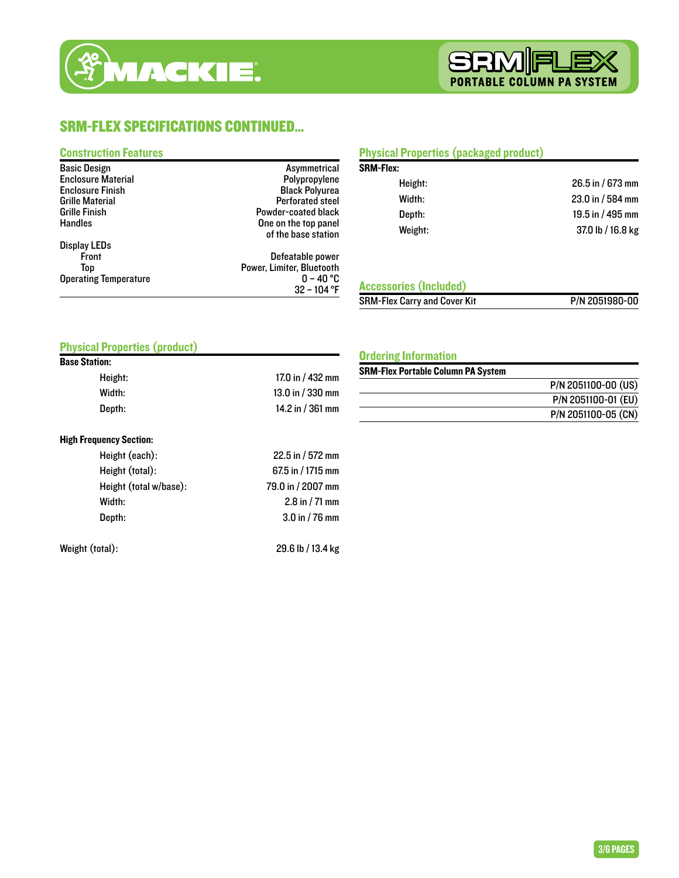## SRM-FLEX SPECIFICATIONS CONTINUED...

### Construction Features

| | |
|---|---|
| Basic Design | Asymmetrical |
| Enclosure Material | Polypropylene |
| Enclosure Finish | Black Polyurea |
| Grille Material | Perforated steel |
| Grille Finish | Powder-coated black |
| Handles | One on the top panel of the base station |
| Display LEDs | |
| Front | Defeatable power |
| Top | Power, Limiter, Bluetooth |
| Operating Temperature | 0 – 40 °C<br>32 – 104 °F |

### Physical Properties (product)

**Base Station:**

| | |
|---|---|
| Height: | 17.0 in / 432 mm |
| Width: | 13.0 in / 330 mm |
| Depth: | 14.2 in / 361 mm |

**High Frequency Section:**

| | |
|---|---|
| Height (each): | 22.5 in / 572 mm |
| Height (total): | 67.5 in / 1715 mm |
| Height (total w/base): | 79.0 in / 2007 mm |
| Width: | 2.8 in / 71 mm |
| Depth: | 3.0 in / 76 mm |

| | |
|---|---|
| Weight (total): | 29.6 lb / 13.4 kg |

### Physical Properties (packaged product)

**SRM-Flex:**

| | |
|---|---|
| Height: | 26.5 in / 673 mm |
| Width: | 23.0 in / 584 mm |
| Depth: | 19.5 in / 495 mm |
| Weight: | 37.0 lb / 16.8 kg |

### Accessories (Included)

| | |
|---|---|
| SRM-Flex Carry and Cover Kit | P/N 2051980-00 |

### Ordering Information

**SRM-Flex Portable Column PA System**

| |
|---|
| P/N 2051100-00 (US) |
| P/N 2051100-01 (EU) |
| P/N 2051100-05 (CN) |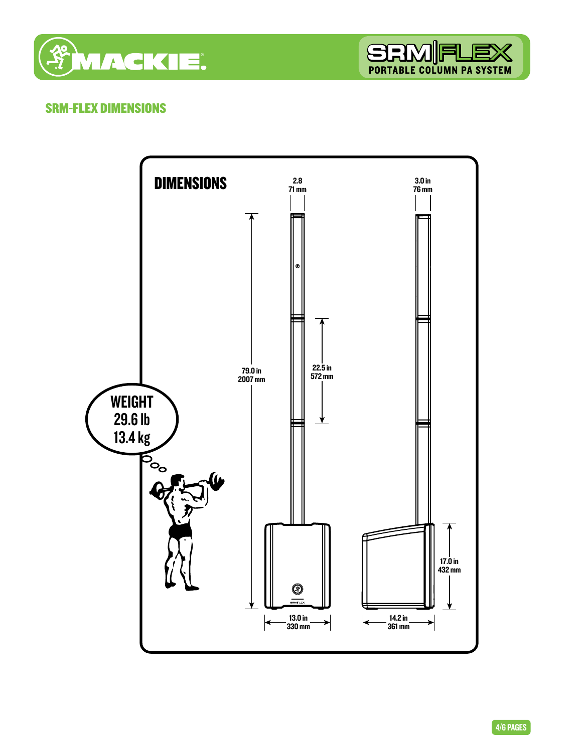## SRM-FLEX DIMENSIONS

### DIMENSIONS

2.8
71 mm

3.0 in
76 mm

79.0 in
2007 mm

22.5 in
572 mm

17.0 in
432 mm

13.0 in
330 mm

14.2 in
361 mm

WEIGHT
29.6 lb
13.4 kg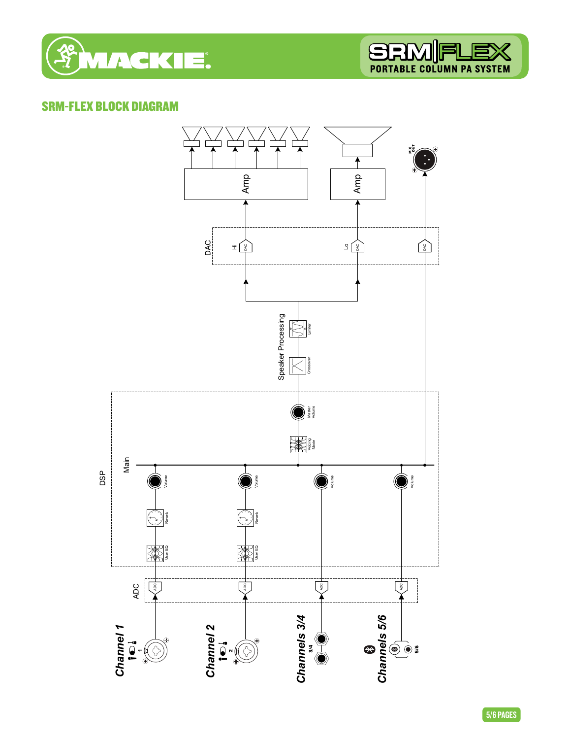## SRM-FLEX BLOCK DIAGRAM

DSP

Main

Volume

Reverb

User EQ

Voicing Mode

Master Volume

Speaker Processing

Crossover

Limiter

DAC

Hi

Lo

Amp

Amp

MIX OUT

ADC

Channel 1

Channel 2

Channels 3/4

Channels 5/6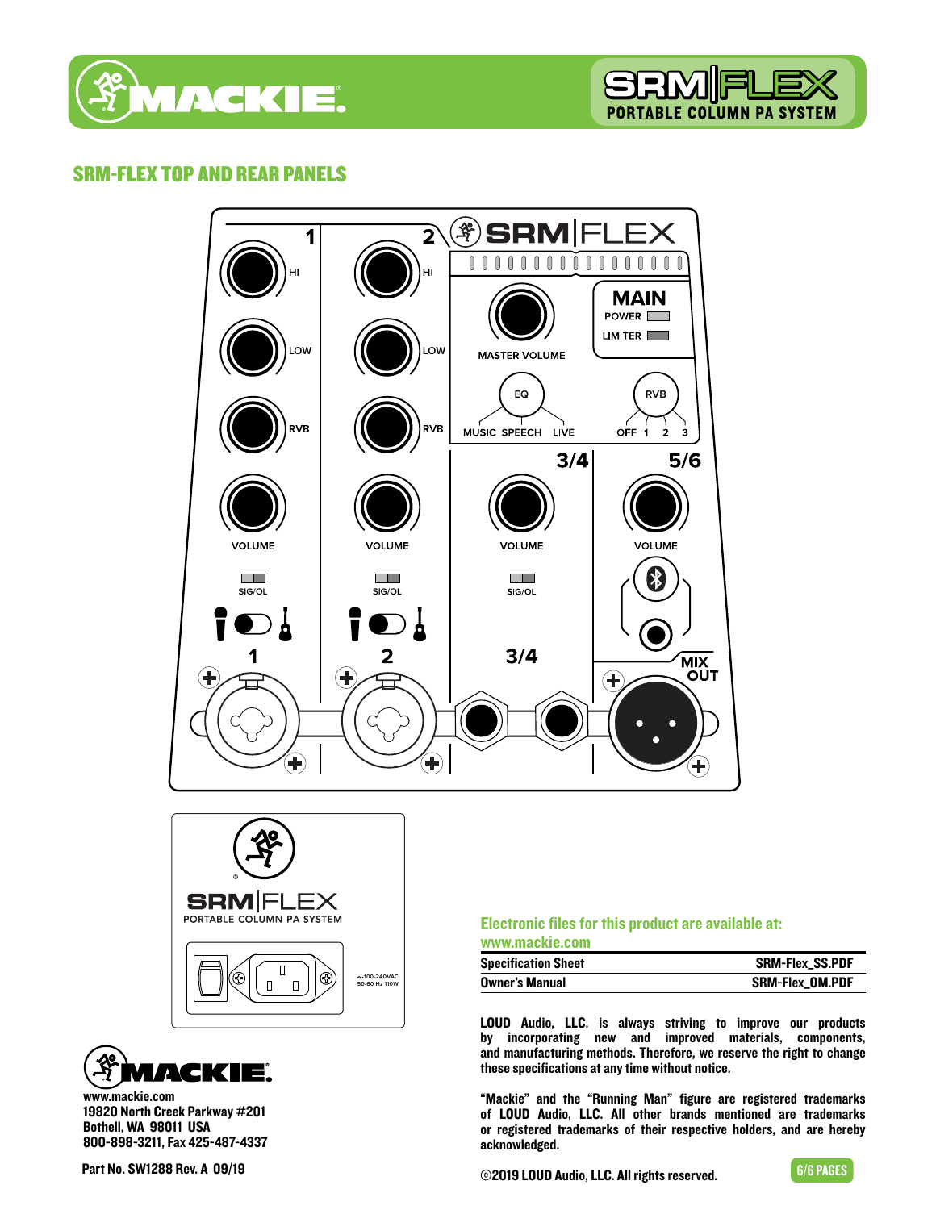# SRM-FLEX TOP AND REAR PANELS

1

2

HI

LOW

RVB

VOLUME

SIG/OL

SRM|FLEX

MAIN

POWER

LIMITER

MASTER VOLUME

EQ

MUSIC SPEECH LIVE

RVB

OFF 1 2 3

3/4

5/6

MIX OUT

SRM|FLEX
PORTABLE COLUMN PA SYSTEM

~100-240VAC 50-60 Hz 110W

**Electronic files for this product are available at:**
**www.mackie.com**

| | |
|---|---|
| Specification Sheet | SRM-Flex_SS.PDF |
| Owner's Manual | SRM-Flex_OM.PDF |

**LOUD Audio, LLC. is always striving to improve our products by incorporating new and improved materials, components, and manufacturing methods. Therefore, we reserve the right to change these specifications at any time without notice.**

**"Mackie" and the "Running Man" figure are registered trademarks of LOUD Audio, LLC. All other brands mentioned are trademarks or registered trademarks of their respective holders, and are hereby acknowledged.**

**©2019 LOUD Audio, LLC. All rights reserved.**

**www.mackie.com**
**19820 North Creek Parkway #201**
**Bothell, WA 98011 USA**
**800-898-3211, Fax 425-487-4337**

**Part No. SW1288 Rev. A 09/19**